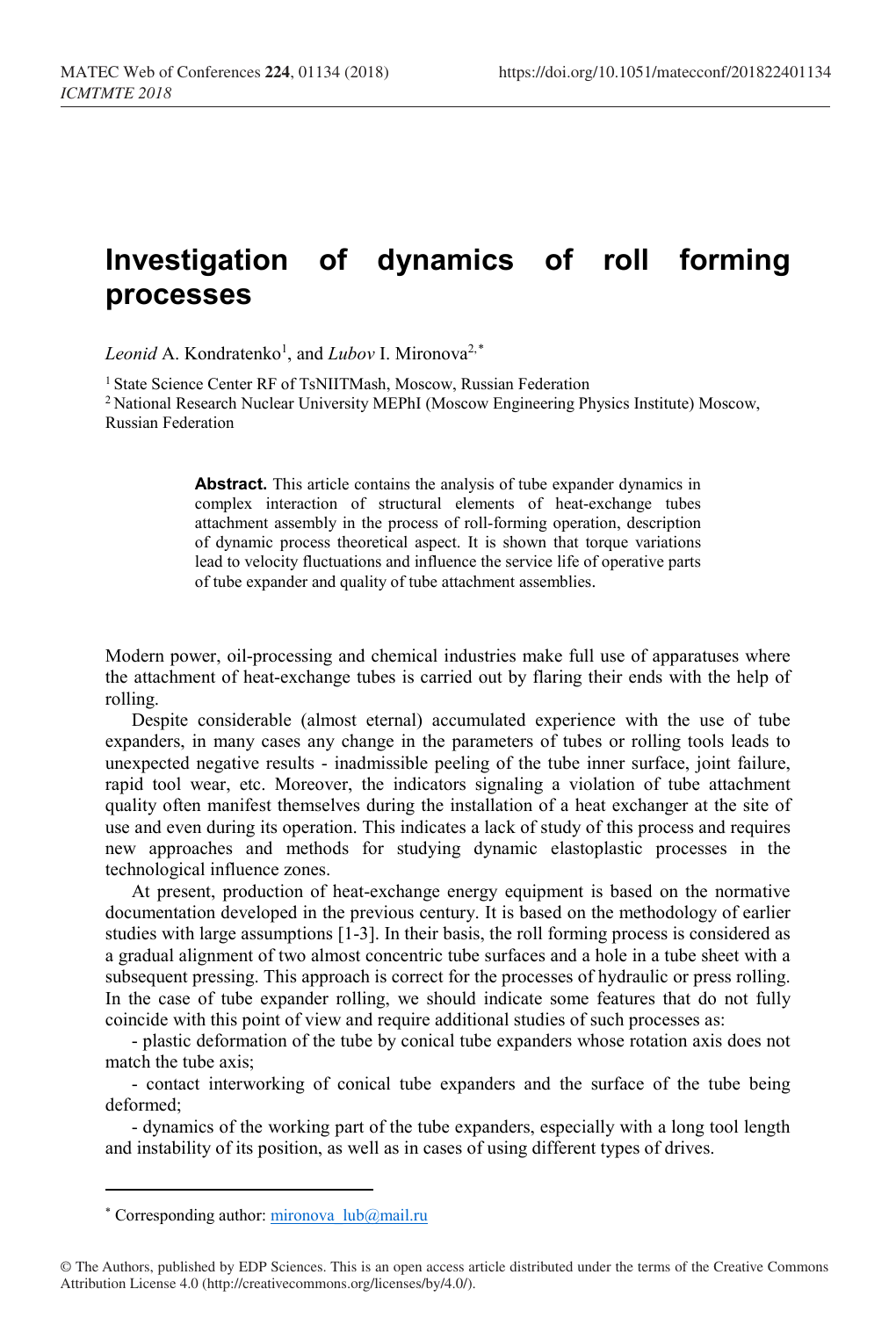# Investigation of dynamics of roll forming processes

*Leonid* A. Kondratenko[1], and *Lubov* I. Mironova[2,*]

[1] State Science Center RF of TsNIITMash, Moscow, Russian Federation

[2] National Research Nuclear University MEPhI (Moscow Engineering Physics Institute) Moscow, Russian Federation

**Abstract.** This article contains the analysis of tube expander dynamics in complex interaction of structural elements of heat-exchange tubes attachment assembly in the process of roll-forming operation, description of dynamic process theoretical aspect. It is shown that torque variations lead to velocity fluctuations and influence the service life of operative parts of tube expander and quality of tube attachment assemblies.

Modern power, oil-processing and chemical industries make full use of apparatuses where the attachment of heat-exchange tubes is carried out by flaring their ends with the help of rolling.

Despite considerable (almost eternal) accumulated experience with the use of tube expanders, in many cases any change in the parameters of tubes or rolling tools leads to unexpected negative results - inadmissible peeling of the tube inner surface, joint failure, rapid tool wear, etc. Moreover, the indicators signaling a violation of tube attachment quality often manifest themselves during the installation of a heat exchanger at the site of use and even during its operation. This indicates a lack of study of this process and requires new approaches and methods for studying dynamic elastoplastic processes in the technological influence zones.

At present, production of heat-exchange energy equipment is based on the normative documentation developed in the previous century. It is based on the methodology of earlier studies with large assumptions [1-3]. In their basis, the roll forming process is considered as a gradual alignment of two almost concentric tube surfaces and a hole in a tube sheet with a subsequent pressing. This approach is correct for the processes of hydraulic or press rolling. In the case of tube expander rolling, we should indicate some features that do not fully coincide with this point of view and require additional studies of such processes as:

- plastic deformation of the tube by conical tube expanders whose rotation axis does not match the tube axis;
- contact interworking of conical tube expanders and the surface of the tube being deformed;
- dynamics of the working part of the tube expanders, especially with a long tool length and instability of its position, as well as in cases of using different types of drives.

---

[*] Corresponding author: mironova_lub@mail.ru

© The Authors, published by EDP Sciences. This is an open access article distributed under the terms of the Creative Commons Attribution License 4.0 (http://creativecommons.org/licenses/by/4.0/).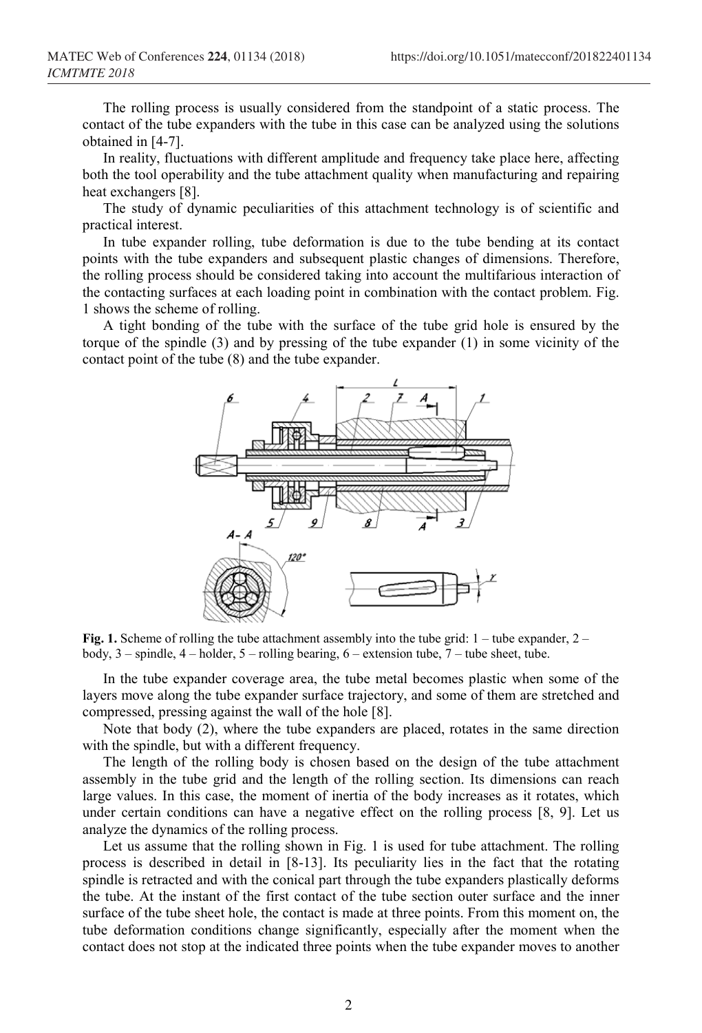The rolling process is usually considered from the standpoint of a static process. The contact of the tube expanders with the tube in this case can be analyzed using the solutions obtained in [4-7].

In reality, fluctuations with different amplitude and frequency take place here, affecting both the tool operability and the tube attachment quality when manufacturing and repairing heat exchangers [8].

The study of dynamic peculiarities of this attachment technology is of scientific and practical interest.

In tube expander rolling, tube deformation is due to the tube bending at its contact points with the tube expanders and subsequent plastic changes of dimensions. Therefore, the rolling process should be considered taking into account the multifarious interaction of the contacting surfaces at each loading point in combination with the contact problem. Fig. 1 shows the scheme of rolling.

A tight bonding of the tube with the surface of the tube grid hole is ensured by the torque of the spindle (3) and by pressing of the tube expander (1) in some vicinity of the contact point of the tube (8) and the tube expander.

**Fig. 1.** Scheme of rolling the tube attachment assembly into the tube grid: 1 – tube expander, 2 – body, 3 – spindle, 4 – holder, 5 – rolling bearing, 6 – extension tube, 7 – tube sheet, tube.

In the tube expander coverage area, the tube metal becomes plastic when some of the layers move along the tube expander surface trajectory, and some of them are stretched and compressed, pressing against the wall of the hole [8].

Note that body (2), where the tube expanders are placed, rotates in the same direction with the spindle, but with a different frequency.

The length of the rolling body is chosen based on the design of the tube attachment assembly in the tube grid and the length of the rolling section. Its dimensions can reach large values. In this case, the moment of inertia of the body increases as it rotates, which under certain conditions can have a negative effect on the rolling process [8, 9]. Let us analyze the dynamics of the rolling process.

Let us assume that the rolling shown in Fig. 1 is used for tube attachment. The rolling process is described in detail in [8-13]. Its peculiarity lies in the fact that the rotating spindle is retracted and with the conical part through the tube expanders plastically deforms the tube. At the instant of the first contact of the tube section outer surface and the inner surface of the tube sheet hole, the contact is made at three points. From this moment on, the tube deformation conditions change significantly, especially after the moment when the contact does not stop at the indicated three points when the tube expander moves to another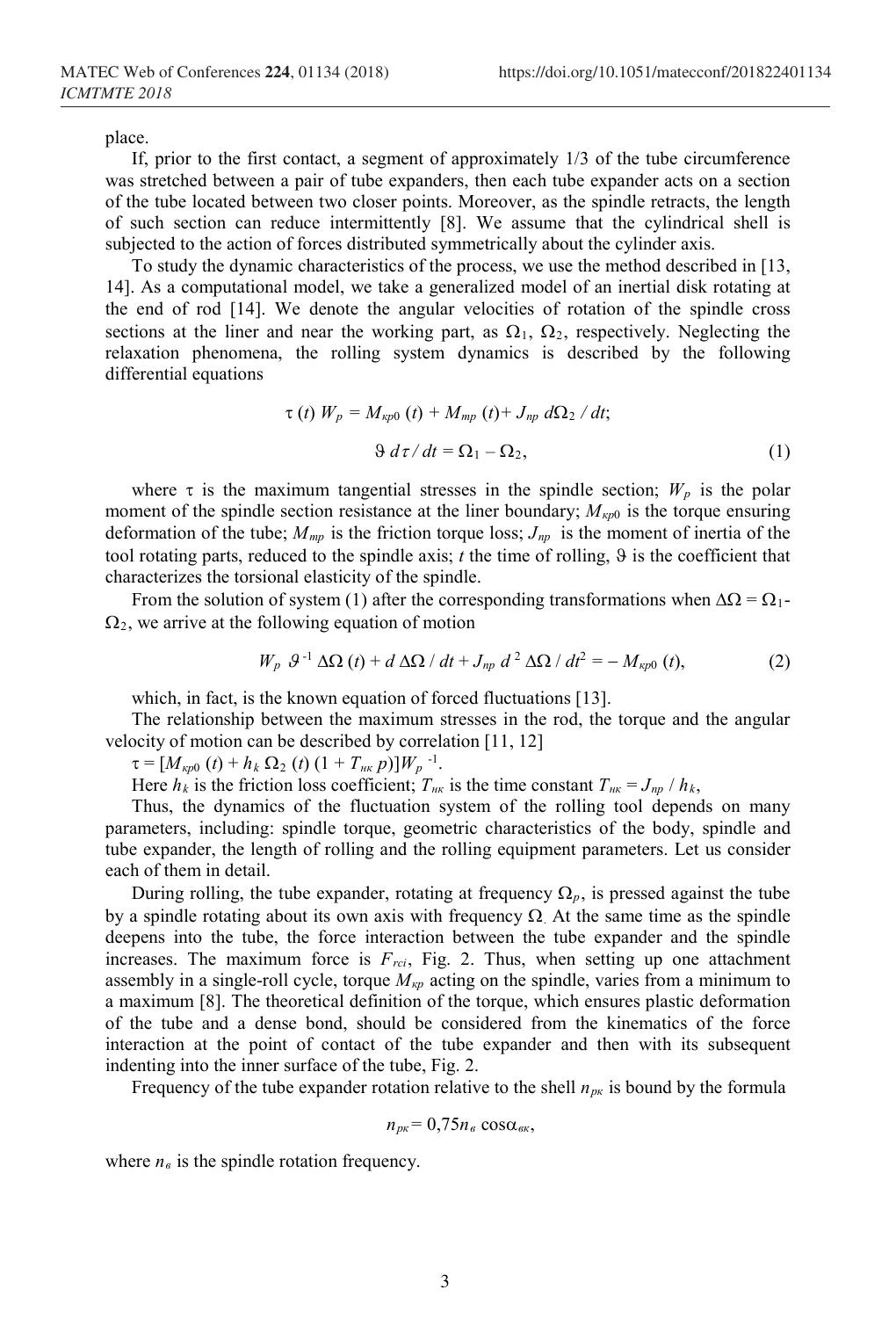place.

If, prior to the first contact, a segment of approximately 1/3 of the tube circumference was stretched between a pair of tube expanders, then each tube expander acts on a section of the tube located between two closer points. Moreover, as the spindle retracts, the length of such section can reduce intermittently [8]. We assume that the cylindrical shell is subjected to the action of forces distributed symmetrically about the cylinder axis.

To study the dynamic characteristics of the process, we use the method described in [13, 14]. As a computational model, we take a generalized model of an inertial disk rotating at the end of rod [14]. We denote the angular velocities of rotation of the spindle cross sections at the liner and near the working part, as $\Omega_1$, $\Omega_2$, respectively. Neglecting the relaxation phenomena, the rolling system dynamics is described by the following differential equations

$$\tau(t)\, W_p = M_{кр0}(t) + M_{тр}(t) + J_{пр}\, d\Omega_2 / dt;$$

$$\vartheta\, d\tau / dt = \Omega_1 - \Omega_2, \tag{1}$$

where $\tau$ is the maximum tangential stresses in the spindle section; $W_p$ is the polar moment of the spindle section resistance at the liner boundary; $M_{кр0}$ is the torque ensuring deformation of the tube; $M_{тр}$ is the friction torque loss; $J_{пр}$ is the moment of inertia of the tool rotating parts, reduced to the spindle axis; $t$ the time of rolling, $\vartheta$ is the coefficient that characterizes the torsional elasticity of the spindle.

From the solution of system (1) after the corresponding transformations when $\Delta\Omega = \Omega_1 - \Omega_2$, we arrive at the following equation of motion

$$W_p\, \vartheta^{-1}\, \Delta\Omega(t) + d\,\Delta\Omega / dt + J_{пр}\, d^2\,\Delta\Omega / dt^2 = -\, M_{кр0}(t), \tag{2}$$

which, in fact, is the known equation of forced fluctuations [13].

The relationship between the maximum stresses in the rod, the torque and the angular velocity of motion can be described by correlation [11, 12]

$\tau = [M_{кр0}(t) + h_k\, \Omega_2(t)\,(1 + T_{нк}\, p)]W_p^{-1}$.

Here $h_k$ is the friction loss coefficient; $T_{нк}$ is the time constant $T_{нк} = J_{пр} / h_k$,

Thus, the dynamics of the fluctuation system of the rolling tool depends on many parameters, including: spindle torque, geometric characteristics of the body, spindle and tube expander, the length of rolling and the rolling equipment parameters. Let us consider each of them in detail.

During rolling, the tube expander, rotating at frequency $\Omega_p$, is pressed against the tube by a spindle rotating about its own axis with frequency $\Omega$. At the same time as the spindle deepens into the tube, the force interaction between the tube expander and the spindle increases. The maximum force is $F_{rci}$, Fig. 2. Thus, when setting up one attachment assembly in a single-roll cycle, torque $M_{кр}$ acting on the spindle, varies from a minimum to a maximum [8]. The theoretical definition of the torque, which ensures plastic deformation of the tube and a dense bond, should be considered from the kinematics of the force interaction at the point of contact of the tube expander and then with its subsequent indenting into the inner surface of the tube, Fig. 2.

Frequency of the tube expander rotation relative to the shell $n_{рк}$ is bound by the formula

$$n_{рк} = 0{,}75 n_{в} \cos\alpha_{вк},$$

where $n_{в}$ is the spindle rotation frequency.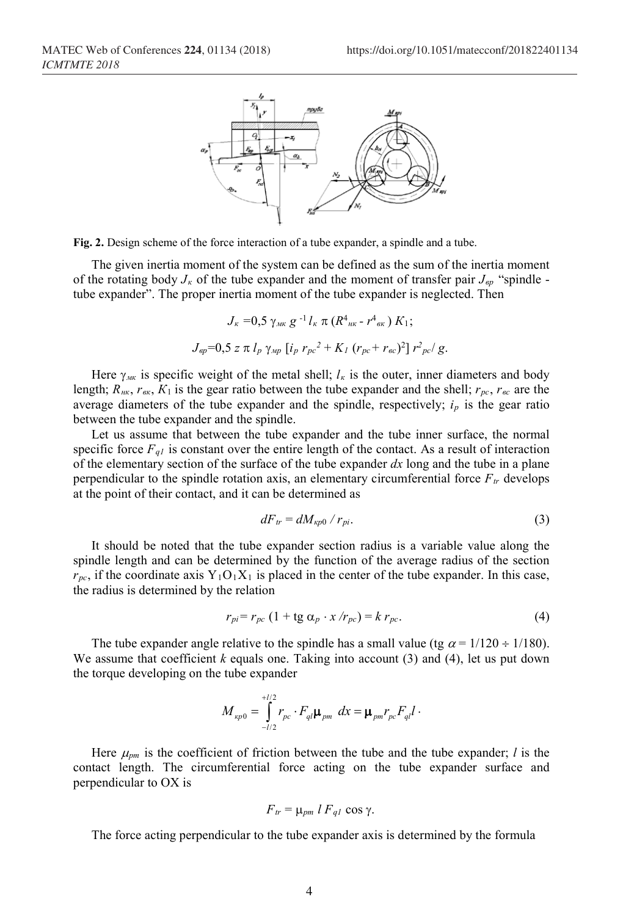**Fig. 2.** Design scheme of the force interaction of a tube expander, a spindle and a tube.

The given inertia moment of the system can be defined as the sum of the inertia moment of the rotating body $J_к$ of the tube expander and the moment of transfer pair $J_{вр}$ “spindle - tube expander”. The proper inertia moment of the tube expander is neglected. Then

$$J_к = 0{,}5\ \gamma_{мк}\ g^{-1}\ l_к\ \pi\ (R^4_{нк} - r^4_{вк})\ K_1;$$

$$J_{вр} = 0{,}5\ z\ \pi\ l_p\ \gamma_{мр}\ [i_p\ r_{pc}^2 + K_1\ (r_{pc} + r_{вс})^2]\ r^2_{pc} / g.$$

Here $\gamma_{мк}$ is specific weight of the metal shell; $l_к$ is the outer, inner diameters and body length; $R_{нк}$, $r_{вк}$, $K_1$ is the gear ratio between the tube expander and the shell; $r_{pc}$, $r_{вс}$ are the average diameters of the tube expander and the spindle, respectively; $i_p$ is the gear ratio between the tube expander and the spindle.

Let us assume that between the tube expander and the tube inner surface, the normal specific force $F_{q1}$ is constant over the entire length of the contact. As a result of interaction of the elementary section of the surface of the tube expander $dx$ long and the tube in a plane perpendicular to the spindle rotation axis, an elementary circumferential force $F_{tr}$ develops at the point of their contact, and it can be determined as

$$dF_{tr} = dM_{кр0} / r_{pi}. \tag{3}$$

It should be noted that the tube expander section radius is a variable value along the spindle length and can be determined by the function of the average radius of the section $r_{pc}$, if the coordinate axis $Y_1O_1X_1$ is placed in the center of the tube expander. In this case, the radius is determined by the relation

$$r_{pi} = r_{pc}\ (1 + \text{tg}\ \alpha_p \cdot x / r_{pc}) = k\ r_{pc}. \tag{4}$$

The tube expander angle relative to the spindle has a small value (tg $\alpha = 1/120 \div 1/180$). We assume that coefficient $k$ equals one. Taking into account (3) and (4), let us put down the torque developing on the tube expander

$$M_{кр0} = \int_{-l/2}^{+l/2} r_{pc} \cdot F_{ql} \mu_{pm}\ dx = \mu_{pm} r_{pc} F_{ql} l \cdot$$

Here $\mu_{pm}$ is the coefficient of friction between the tube and the tube expander; $l$ is the contact length. The circumferential force acting on the tube expander surface and perpendicular to OX is

$$F_{tr} = \mu_{pm}\ l\ F_{q1} \cos \gamma.$$

The force acting perpendicular to the tube expander axis is determined by the formula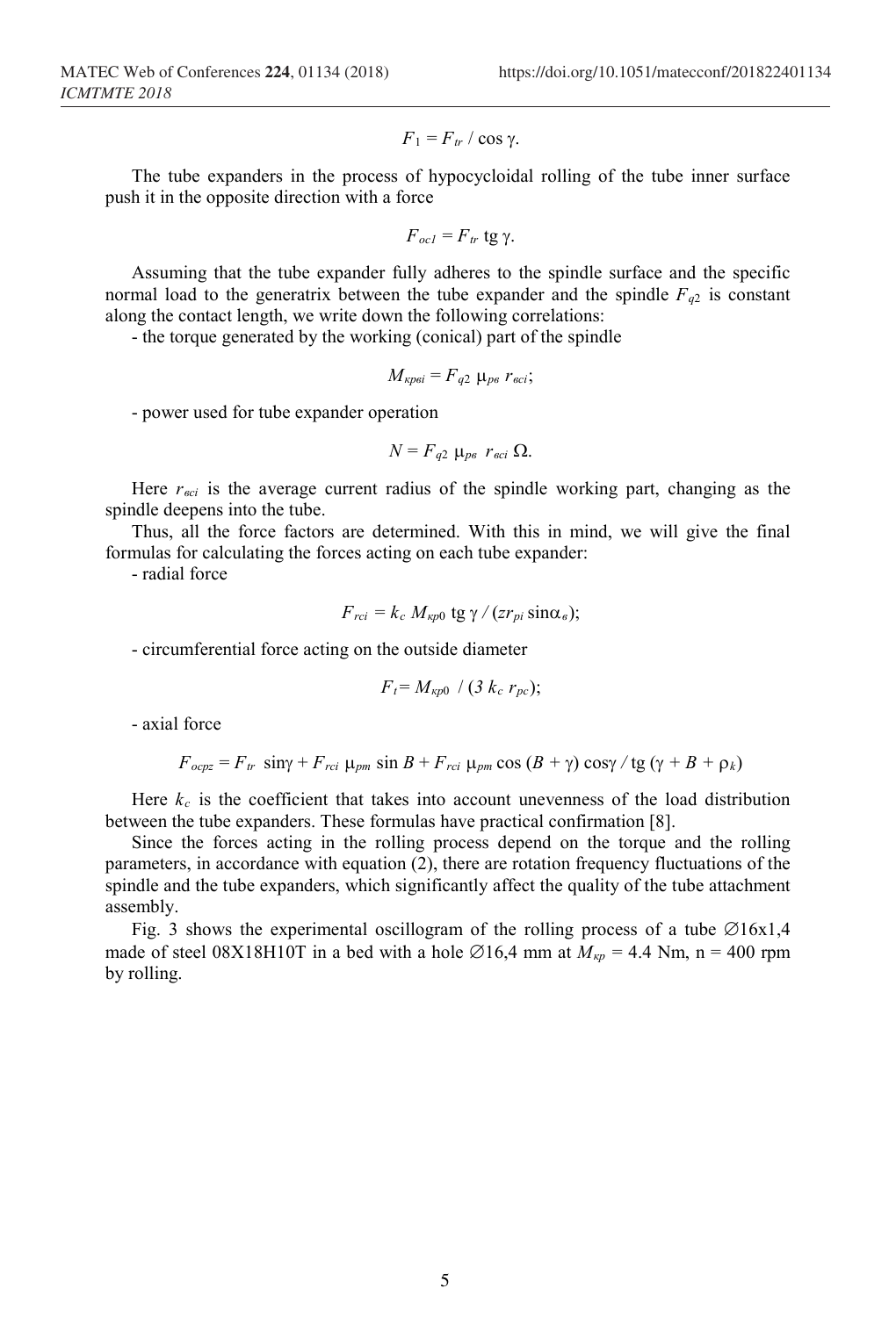$$F_1 = F_{tr} / \cos \gamma.$$

The tube expanders in the process of hypocycloidal rolling of the tube inner surface push it in the opposite direction with a force

$$F_{oc1} = F_{tr} \operatorname{tg} \gamma.$$

Assuming that the tube expander fully adheres to the spindle surface and the specific normal load to the generatrix between the tube expander and the spindle $F_{q2}$ is constant along the contact length, we write down the following correlations:

- the torque generated by the working (conical) part of the spindle

$$M_{кр\textit{в}i} = F_{q2}\ \mu_{р\textit{в}}\ r_{\textit{в}ci};$$

- power used for tube expander operation

$$N = F_{q2}\ \mu_{р\textit{в}}\ r_{\textit{в}ci}\ \Omega.$$

Here $r_{\textit{в}ci}$ is the average current radius of the spindle working part, changing as the spindle deepens into the tube.

Thus, all the force factors are determined. With this in mind, we will give the final formulas for calculating the forces acting on each tube expander:

- radial force

$$F_{rci} = k_c\ M_{кр0} \operatorname{tg} \gamma / (z r_{pi} \sin\alpha_{\textit{в}});$$

- circumferential force acting on the outside diameter

$$F_t = M_{кр0}\ / (3\ k_c\ r_{pc});$$

- axial force

$$F_{ocpz} = F_{tr}\ \sin\gamma + F_{rci}\ \mu_{pm} \sin B + F_{rci}\ \mu_{pm} \cos (B + \gamma) \cos\gamma / \operatorname{tg} (\gamma + B + \rho_k)$$

Here $k_c$ is the coefficient that takes into account unevenness of the load distribution between the tube expanders. These formulas have practical confirmation [8].

Since the forces acting in the rolling process depend on the torque and the rolling parameters, in accordance with equation (2), there are rotation frequency fluctuations of the spindle and the tube expanders, which significantly affect the quality of the tube attachment assembly.

Fig. 3 shows the experimental oscillogram of the rolling process of a tube ∅16x1,4 made of steel 08X18H10T in a bed with a hole ∅16,4 mm at $M_{кр}$ = 4.4 Nm, n = 400 rpm by rolling.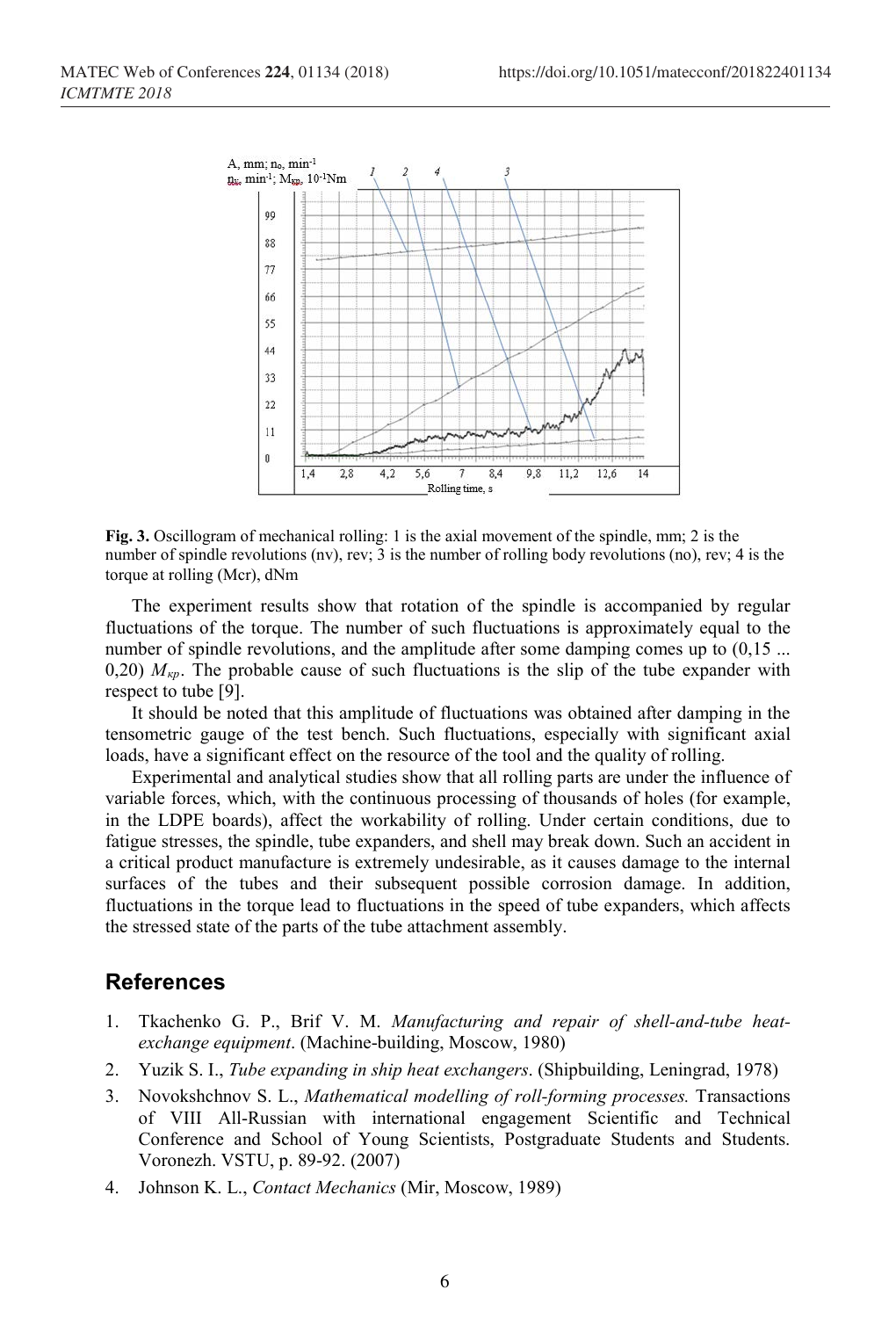**Fig. 3.** Oscillogram of mechanical rolling: 1 is the axial movement of the spindle, mm; 2 is the number of spindle revolutions (nv), rev; 3 is the number of rolling body revolutions (no), rev; 4 is the torque at rolling (Mcr), dNm

The experiment results show that rotation of the spindle is accompanied by regular fluctuations of the torque. The number of such fluctuations is approximately equal to the number of spindle revolutions, and the amplitude after some damping comes up to (0,15 ... 0,20) $M_{кр}$. The probable cause of such fluctuations is the slip of the tube expander with respect to tube [9].

It should be noted that this amplitude of fluctuations was obtained after damping in the tensometric gauge of the test bench. Such fluctuations, especially with significant axial loads, have a significant effect on the resource of the tool and the quality of rolling.

Experimental and analytical studies show that all rolling parts are under the influence of variable forces, which, with the continuous processing of thousands of holes (for example, in the LDPE boards), affect the workability of rolling. Under certain conditions, due to fatigue stresses, the spindle, tube expanders, and shell may break down. Such an accident in a critical product manufacture is extremely undesirable, as it causes damage to the internal surfaces of the tubes and their subsequent possible corrosion damage. In addition, fluctuations in the torque lead to fluctuations in the speed of tube expanders, which affects the stressed state of the parts of the tube attachment assembly.

## References

1. Tkachenko G. P., Brif V. M. *Manufacturing and repair of shell-and-tube heat-exchange equipment*. (Machine-building, Moscow, 1980)
2. Yuzik S. I., *Tube expanding in ship heat exchangers*. (Shipbuilding, Leningrad, 1978)
3. Novokshchnov S. L., *Mathematical modelling of roll-forming processes.* Transactions of VIII All-Russian with international engagement Scientific and Technical Conference and School of Young Scientists, Postgraduate Students and Students. Voronezh. VSTU, p. 89-92. (2007)
4. Johnson K. L., *Contact Mechanics* (Mir, Moscow, 1989)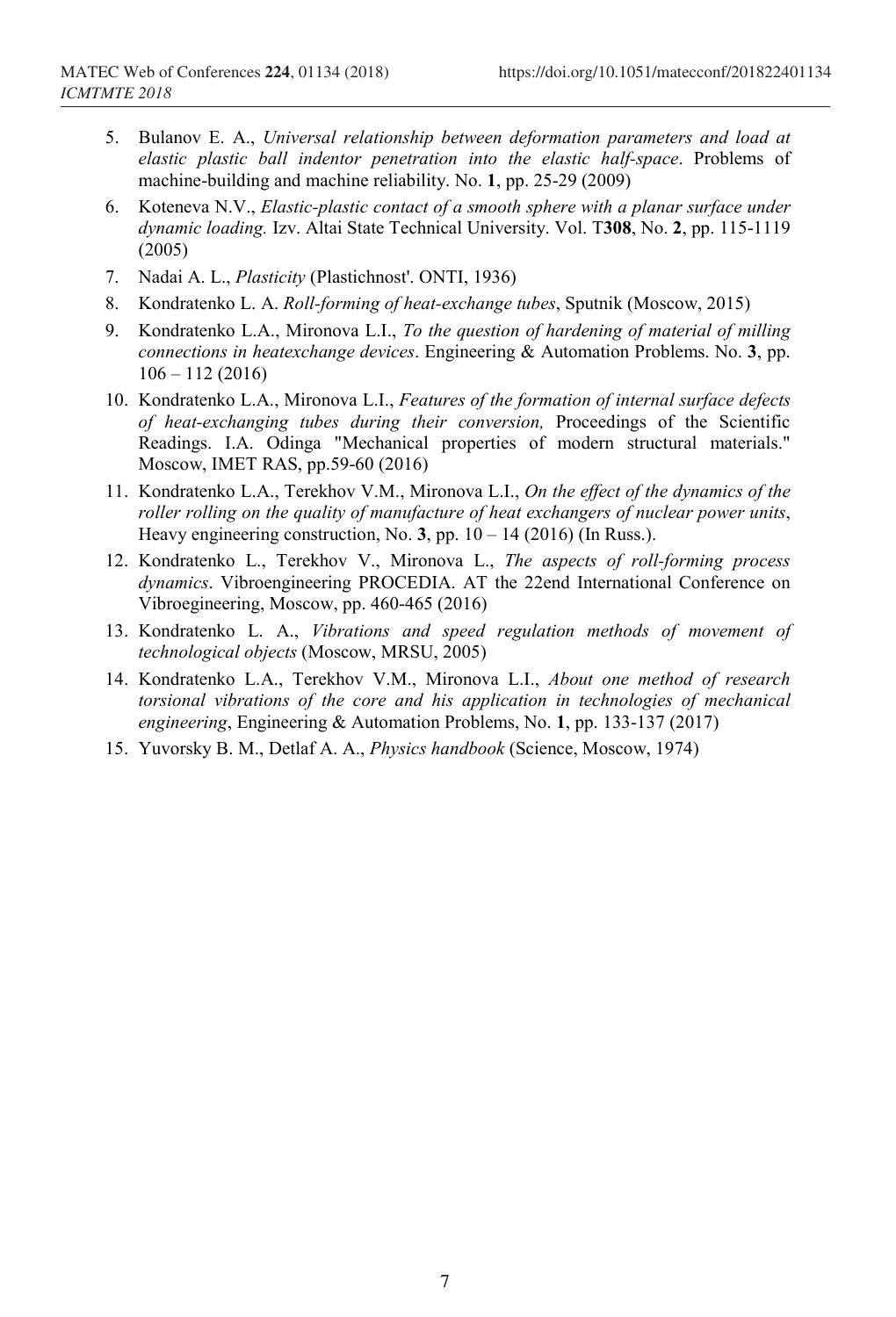5. Bulanov E. A., *Universal relationship between deformation parameters and load at elastic plastic ball indentor penetration into the elastic half-space*. Problems of machine-building and machine reliability. No. **1**, pp. 25-29 (2009)
6. Koteneva N.V., *Elastic-plastic contact of a smooth sphere with a planar surface under dynamic loading.* Izv. Altai State Technical University. Vol. T**308**, No. **2**, pp. 115-1119 (2005)
7. Nadai A. L., *Plasticity* (Plastichnost'. ONTI, 1936)
8. Kondratenko L. A. *Roll-forming of heat-exchange tubes*, Sputnik (Moscow, 2015)
9. Kondratenko L.A., Mironova L.I., *To the question of hardening of material of milling connections in heatexchange devices*. Engineering & Automation Problems. No. **3**, pp. 106 – 112 (2016)
10. Kondratenko L.A., Mironova L.I., *Features of the formation of internal surface defects of heat-exchanging tubes during their conversion,* Proceedings of the Scientific Readings. I.A. Odinga "Mechanical properties of modern structural materials." Moscow, IMET RAS, pp.59-60 (2016)
11. Kondratenko L.A., Terekhov V.M., Mironova L.I., *On the effect of the dynamics of the roller rolling on the quality of manufacture of heat exchangers of nuclear power units*, Heavy engineering construction, No. **3**, pp. 10 – 14 (2016) (In Russ.).
12. Kondratenko L., Terekhov V., Mironova L., *The aspects of roll-forming process dynamics*. Vibroengineering PROCEDIA. AT the 22end International Conference on Vibroegineering, Moscow, pp. 460-465 (2016)
13. Kondratenko L. A., *Vibrations and speed regulation methods of movement of technological objects* (Moscow, MRSU, 2005)
14. Kondratenko L.A., Terekhov V.M., Mironova L.I., *About one method of research torsional vibrations of the core and his application in technologies of mechanical engineering*, Engineering & Automation Problems, No. **1**, pp. 133-137 (2017)
15. Yuvorsky B. M., Detlaf A. A., *Physics handbook* (Science, Moscow, 1974)